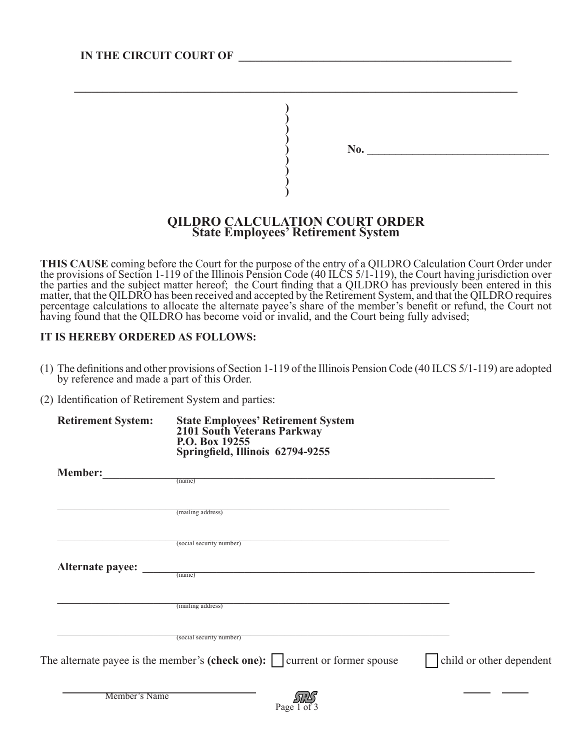**IN THE CIRCUIT COURT OF** ______________________________________________

______________________________________________________________________________

)
)
)
)
) **No.** ________________________________
)
)
)
)

# QILDRO CALCULATION COURT ORDER
## State Employees' Retirement System

**THIS CAUSE** coming before the Court for the purpose of the entry of a QILDRO Calculation Court Order under the provisions of Section 1-119 of the Illinois Pension Code (40 ILCS 5/1-119), the Court having jurisdiction over the parties and the subject matter hereof; the Court finding that a QILDRO has previously been entered in this matter, that the QILDRO has been received and accepted by the Retirement System, and that the QILDRO requires percentage calculations to allocate the alternate payee's share of the member's benefit or refund, the Court not having found that the QILDRO has become void or invalid, and the Court being fully advised;

**IT IS HEREBY ORDERED AS FOLLOWS:**

(1) The definitions and other provisions of Section 1-119 of the Illinois Pension Code (40 ILCS 5/1-119) are adopted by reference and made a part of this Order.

(2) Identification of Retirement System and parties:

**Retirement System:** **State Employees' Retirement System**
**2101 South Veterans Parkway**
**P.O. Box 19255**
**Springfield, Illinois 62794-9255**

**Member:** ______________________________________________________________
(name)

______________________________________________________________
(mailing address)

______________________________________________________________
(social security number)

**Alternate payee:** ______________________________________________________________
(name)

______________________________________________________________
(mailing address)

______________________________________________________________
(social security number)

The alternate payee is the member's **(check one):** ☐ current or former spouse ☐ child or other dependent

______________________
Member's Name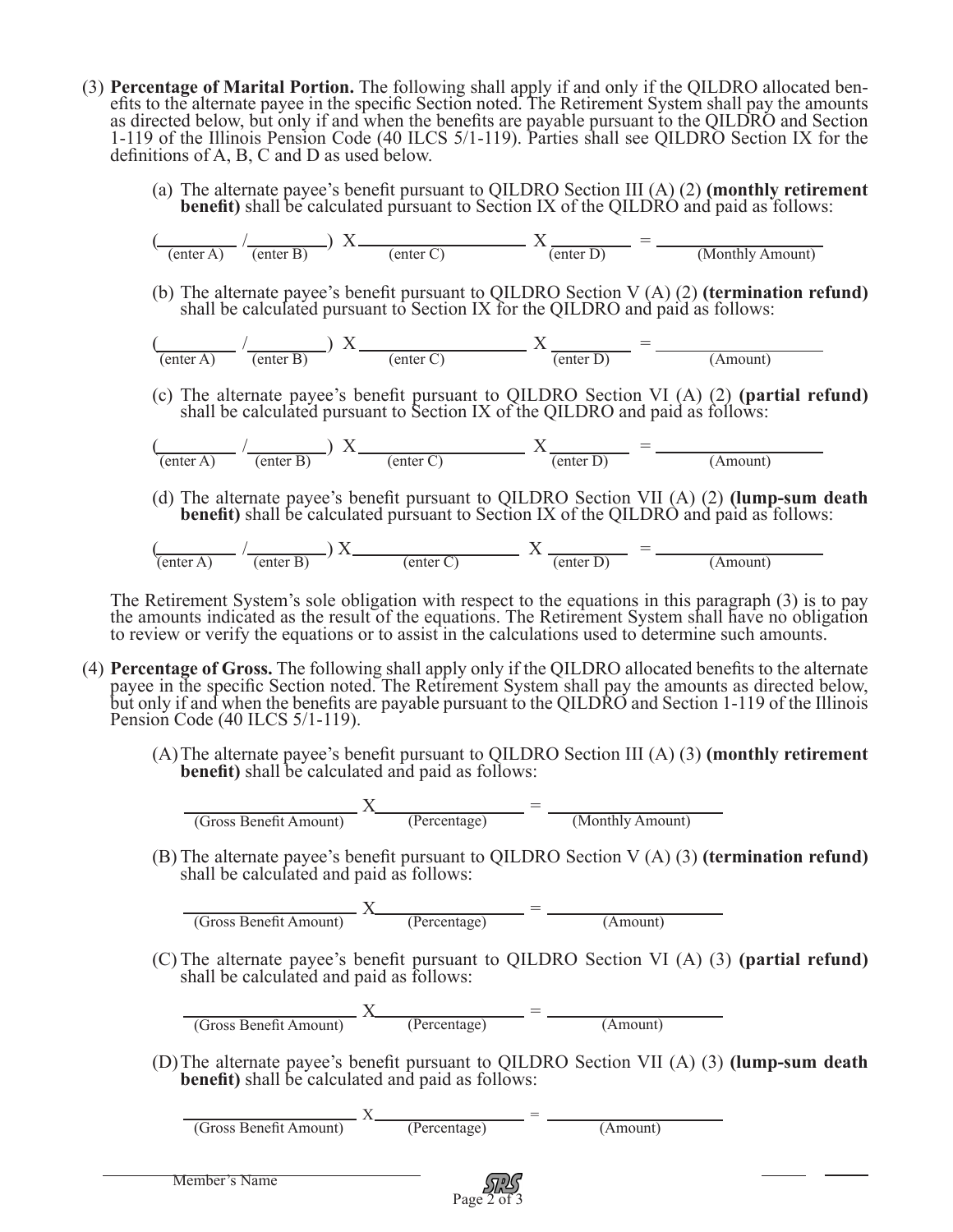(3) **Percentage of Marital Portion.** The following shall apply if and only if the QILDRO allocated benefits to the alternate payee in the specific Section noted. The Retirement System shall pay the amounts as directed below, but only if and when the benefits are payable pursuant to the QILDRO and Section 1-119 of the Illinois Pension Code (40 ILCS 5/1-119). Parties shall see QILDRO Section IX for the definitions of A, B, C and D as used below.

(a) The alternate payee's benefit pursuant to QILDRO Section III (A) (2) **(monthly retirement benefit)** shall be calculated pursuant to Section IX of the QILDRO and paid as follows:

(\_\_\_\_\_\_\_\_ / \_\_\_\_\_\_\_\_) X \_\_\_\_\_\_\_\_\_\_\_\_\_\_\_\_ X \_\_\_\_\_\_\_\_ = \_\_\_\_\_\_\_\_\_\_\_\_\_\_\_\_
(enter A) (enter B) (enter C) (enter D) (Monthly Amount)

(b) The alternate payee's benefit pursuant to QILDRO Section V (A) (2) **(termination refund)** shall be calculated pursuant to Section IX for the QILDRO and paid as follows:

(\_\_\_\_\_\_\_\_ / \_\_\_\_\_\_\_\_) X \_\_\_\_\_\_\_\_\_\_\_\_\_\_\_\_ X \_\_\_\_\_\_\_\_ = \_\_\_\_\_\_\_\_\_\_\_\_\_\_\_\_
(enter A) (enter B) (enter C) (enter D) (Amount)

(c) The alternate payee's benefit pursuant to QILDRO Section VI (A) (2) **(partial refund)** shall be calculated pursuant to Section IX of the QILDRO and paid as follows:

(\_\_\_\_\_\_\_\_ / \_\_\_\_\_\_\_\_) X \_\_\_\_\_\_\_\_\_\_\_\_\_\_\_\_ X \_\_\_\_\_\_\_\_ = \_\_\_\_\_\_\_\_\_\_\_\_\_\_\_\_
(enter A) (enter B) (enter C) (enter D) (Amount)

(d) The alternate payee's benefit pursuant to QILDRO Section VII (A) (2) **(lump-sum death benefit)** shall be calculated pursuant to Section IX of the QILDRO and paid as follows:

(\_\_\_\_\_\_\_\_ / \_\_\_\_\_\_\_\_) X \_\_\_\_\_\_\_\_\_\_\_\_\_\_\_\_ X \_\_\_\_\_\_\_\_ = \_\_\_\_\_\_\_\_\_\_\_\_\_\_\_\_
(enter A) (enter B) (enter C) (enter D) (Amount)

The Retirement System's sole obligation with respect to the equations in this paragraph (3) is to pay the amounts indicated as the result of the equations. The Retirement System shall have no obligation to review or verify the equations or to assist in the calculations used to determine such amounts.

(4) **Percentage of Gross.** The following shall apply only if the QILDRO allocated benefits to the alternate payee in the specific Section noted. The Retirement System shall pay the amounts as directed below, but only if and when the benefits are payable pursuant to the QILDRO and Section 1-119 of the Illinois Pension Code (40 ILCS 5/1-119).

(A) The alternate payee's benefit pursuant to QILDRO Section III (A) (3) **(monthly retirement benefit)** shall be calculated and paid as follows:

\_\_\_\_\_\_\_\_\_\_\_\_\_\_\_\_ X \_\_\_\_\_\_\_\_\_\_\_\_\_\_\_\_ = \_\_\_\_\_\_\_\_\_\_\_\_\_\_\_\_
(Gross Benefit Amount) (Percentage) (Monthly Amount)

(B) The alternate payee's benefit pursuant to QILDRO Section V (A) (3) **(termination refund)** shall be calculated and paid as follows:

\_\_\_\_\_\_\_\_\_\_\_\_\_\_\_\_ X \_\_\_\_\_\_\_\_\_\_\_\_\_\_\_\_ = \_\_\_\_\_\_\_\_\_\_\_\_\_\_\_\_
(Gross Benefit Amount) (Percentage) (Amount)

(C) The alternate payee's benefit pursuant to QILDRO Section VI (A) (3) **(partial refund)** shall be calculated and paid as follows:

\_\_\_\_\_\_\_\_\_\_\_\_\_\_\_\_ X \_\_\_\_\_\_\_\_\_\_\_\_\_\_\_\_ = \_\_\_\_\_\_\_\_\_\_\_\_\_\_\_\_
(Gross Benefit Amount) (Percentage) (Amount)

(D) The alternate payee's benefit pursuant to QILDRO Section VII (A) (3) **(lump-sum death benefit)** shall be calculated and paid as follows:

\_\_\_\_\_\_\_\_\_\_\_\_\_\_\_\_ X \_\_\_\_\_\_\_\_\_\_\_\_\_\_\_\_ = \_\_\_\_\_\_\_\_\_\_\_\_\_\_\_\_
(Gross Benefit Amount) (Percentage) (Amount)

\_\_\_\_\_\_\_\_\_\_\_\_\_\_\_\_\_\_\_\_\_\_\_\_
Member's Name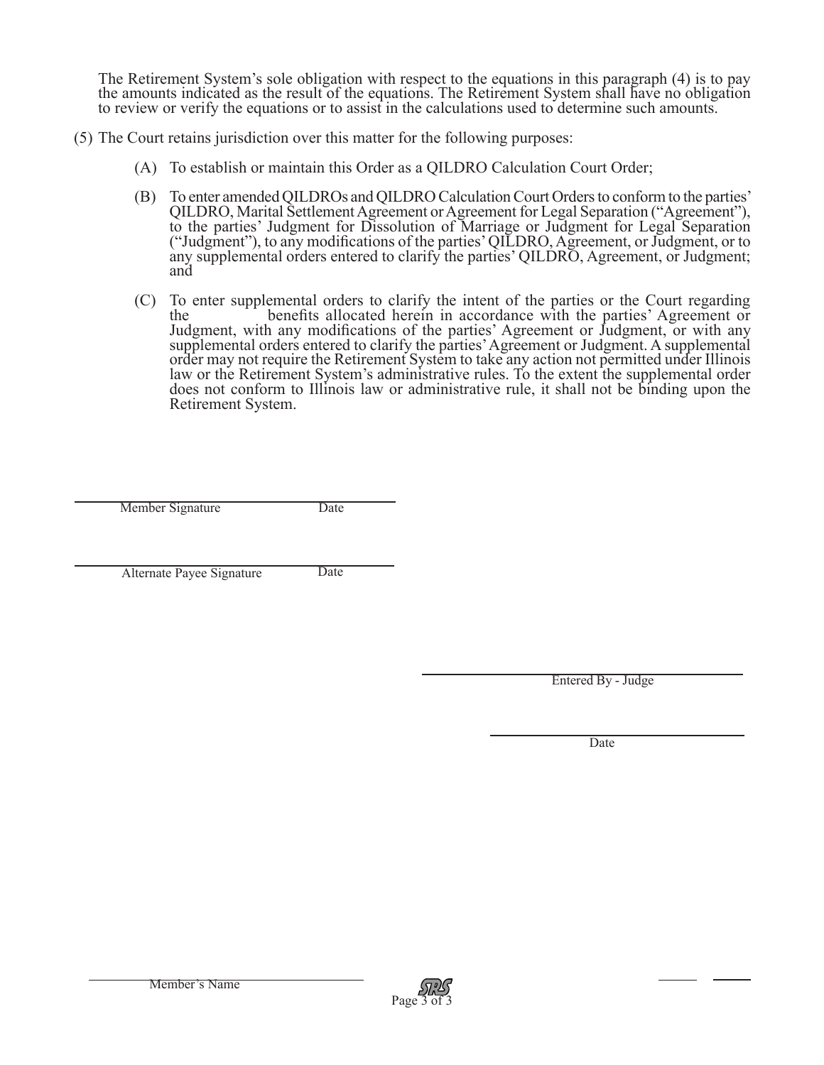The Retirement System's sole obligation with respect to the equations in this paragraph (4) is to pay the amounts indicated as the result of the equations. The Retirement System shall have no obligation to review or verify the equations or to assist in the calculations used to determine such amounts.

(5) The Court retains jurisdiction over this matter for the following purposes:

(A) To establish or maintain this Order as a QILDRO Calculation Court Order;

(B) To enter amended QILDROs and QILDRO Calculation Court Orders to conform to the parties' QILDRO, Marital Settlement Agreement or Agreement for Legal Separation ("Agreement"), to the parties' Judgment for Dissolution of Marriage or Judgment for Legal Separation ("Judgment"), to any modifications of the parties' QILDRO, Agreement, or Judgment, or to any supplemental orders entered to clarify the parties' QILDRO, Agreement, or Judgment; and

(C) To enter supplemental orders to clarify the intent of the parties or the Court regarding the benefits allocated herein in accordance with the parties' Agreement or Judgment, with any modifications of the parties' Agreement or Judgment, or with any supplemental orders entered to clarify the parties' Agreement or Judgment. A supplemental order may not require the Retirement System to take any action not permitted under Illinois law or the Retirement System's administrative rules. To the extent the supplemental order does not conform to Illinois law or administrative rule, it shall not be binding upon the Retirement System.

Member Signature Date

Alternate Payee Signature Date

Entered By - Judge

Date

Member's Name